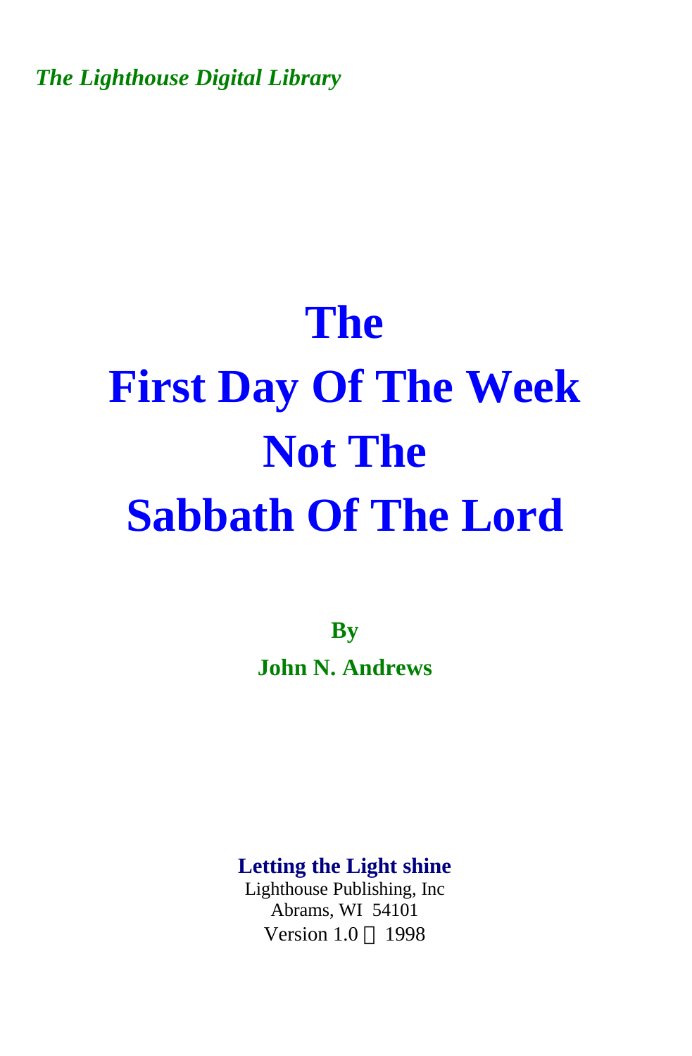*The Lighthouse Digital Library*

# The First Day Of The Week Not The Sabbath Of The Lord

**By**

**John N. Andrews**

**Letting the Light shine**

Lighthouse Publishing, Inc

Abrams, WI 54101

Version 1.0 © 1998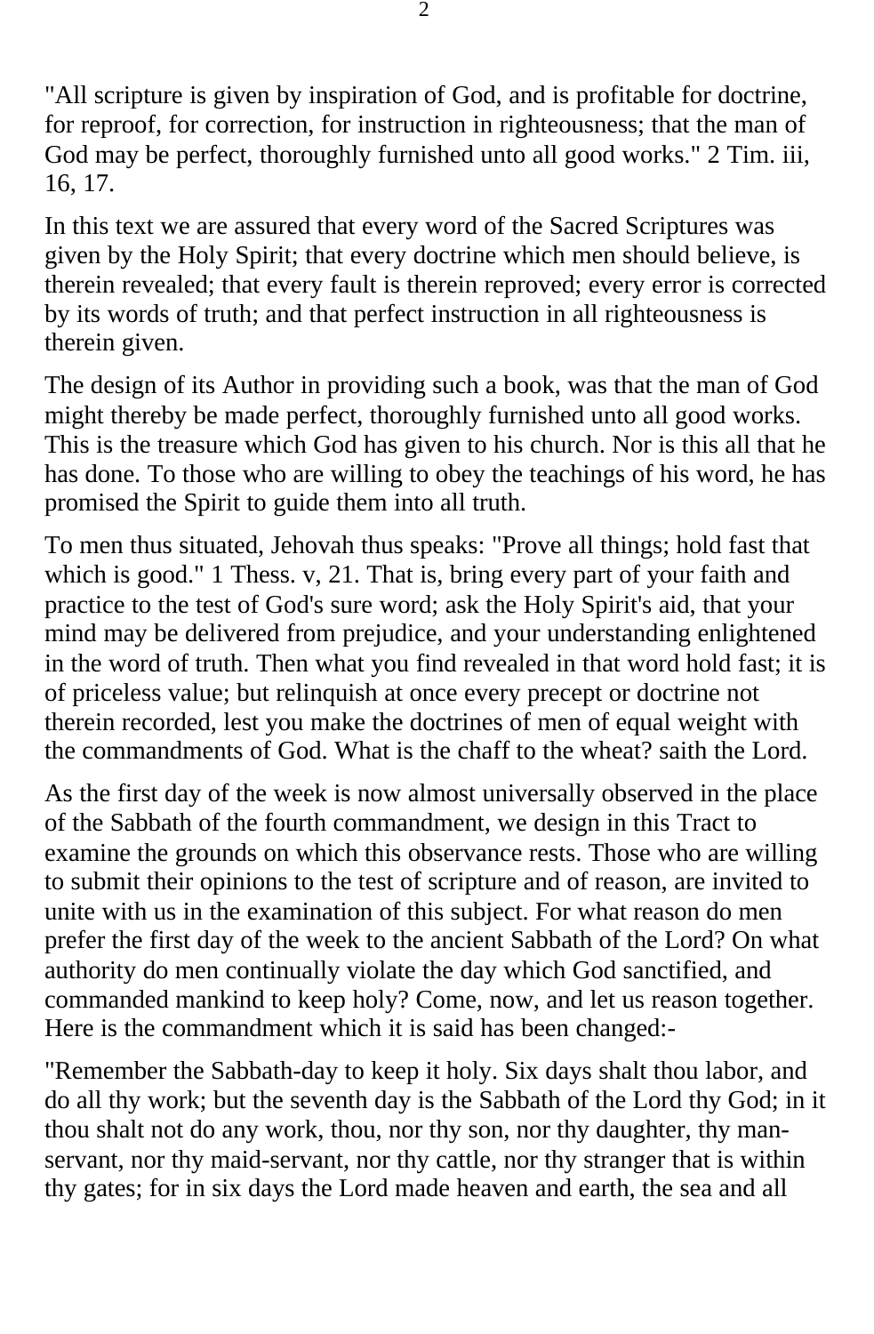"All scripture is given by inspiration of God, and is profitable for doctrine, for reproof, for correction, for instruction in righteousness; that the man of God may be perfect, thoroughly furnished unto all good works." 2 Tim. iii, 16, 17.

In this text we are assured that every word of the Sacred Scriptures was given by the Holy Spirit; that every doctrine which men should believe, is therein revealed; that every fault is therein reproved; every error is corrected by its words of truth; and that perfect instruction in all righteousness is therein given.

The design of its Author in providing such a book, was that the man of God might thereby be made perfect, thoroughly furnished unto all good works. This is the treasure which God has given to his church. Nor is this all that he has done. To those who are willing to obey the teachings of his word, he has promised the Spirit to guide them into all truth.

To men thus situated, Jehovah thus speaks: "Prove all things; hold fast that which is good." 1 Thess. v, 21. That is, bring every part of your faith and practice to the test of God's sure word; ask the Holy Spirit's aid, that your mind may be delivered from prejudice, and your understanding enlightened in the word of truth. Then what you find revealed in that word hold fast; it is of priceless value; but relinquish at once every precept or doctrine not therein recorded, lest you make the doctrines of men of equal weight with the commandments of God. What is the chaff to the wheat? saith the Lord.

As the first day of the week is now almost universally observed in the place of the Sabbath of the fourth commandment, we design in this Tract to examine the grounds on which this observance rests. Those who are willing to submit their opinions to the test of scripture and of reason, are invited to unite with us in the examination of this subject. For what reason do men prefer the first day of the week to the ancient Sabbath of the Lord? On what authority do men continually violate the day which God sanctified, and commanded mankind to keep holy? Come, now, and let us reason together. Here is the commandment which it is said has been changed:-

"Remember the Sabbath-day to keep it holy. Six days shalt thou labor, and do all thy work; but the seventh day is the Sabbath of the Lord thy God; in it thou shalt not do any work, thou, nor thy son, nor thy daughter, thy man-servant, nor thy maid-servant, nor thy cattle, nor thy stranger that is within thy gates; for in six days the Lord made heaven and earth, the sea and all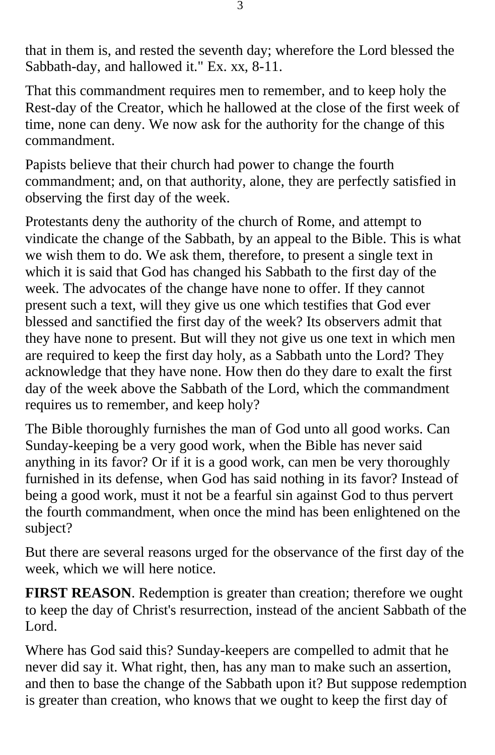that in them is, and rested the seventh day; wherefore the Lord blessed the Sabbath-day, and hallowed it." Ex. xx, 8-11.

That this commandment requires men to remember, and to keep holy the Rest-day of the Creator, which he hallowed at the close of the first week of time, none can deny. We now ask for the authority for the change of this commandment.

Papists believe that their church had power to change the fourth commandment; and, on that authority, alone, they are perfectly satisfied in observing the first day of the week.

Protestants deny the authority of the church of Rome, and attempt to vindicate the change of the Sabbath, by an appeal to the Bible. This is what we wish them to do. We ask them, therefore, to present a single text in which it is said that God has changed his Sabbath to the first day of the week. The advocates of the change have none to offer. If they cannot present such a text, will they give us one which testifies that God ever blessed and sanctified the first day of the week? Its observers admit that they have none to present. But will they not give us one text in which men are required to keep the first day holy, as a Sabbath unto the Lord? They acknowledge that they have none. How then do they dare to exalt the first day of the week above the Sabbath of the Lord, which the commandment requires us to remember, and keep holy?

The Bible thoroughly furnishes the man of God unto all good works. Can Sunday-keeping be a very good work, when the Bible has never said anything in its favor? Or if it is a good work, can men be very thoroughly furnished in its defense, when God has said nothing in its favor? Instead of being a good work, must it not be a fearful sin against God to thus pervert the fourth commandment, when once the mind has been enlightened on the subject?

But there are several reasons urged for the observance of the first day of the week, which we will here notice.

**FIRST REASON**. Redemption is greater than creation; therefore we ought to keep the day of Christ's resurrection, instead of the ancient Sabbath of the Lord.

Where has God said this? Sunday-keepers are compelled to admit that he never did say it. What right, then, has any man to make such an assertion, and then to base the change of the Sabbath upon it? But suppose redemption is greater than creation, who knows that we ought to keep the first day of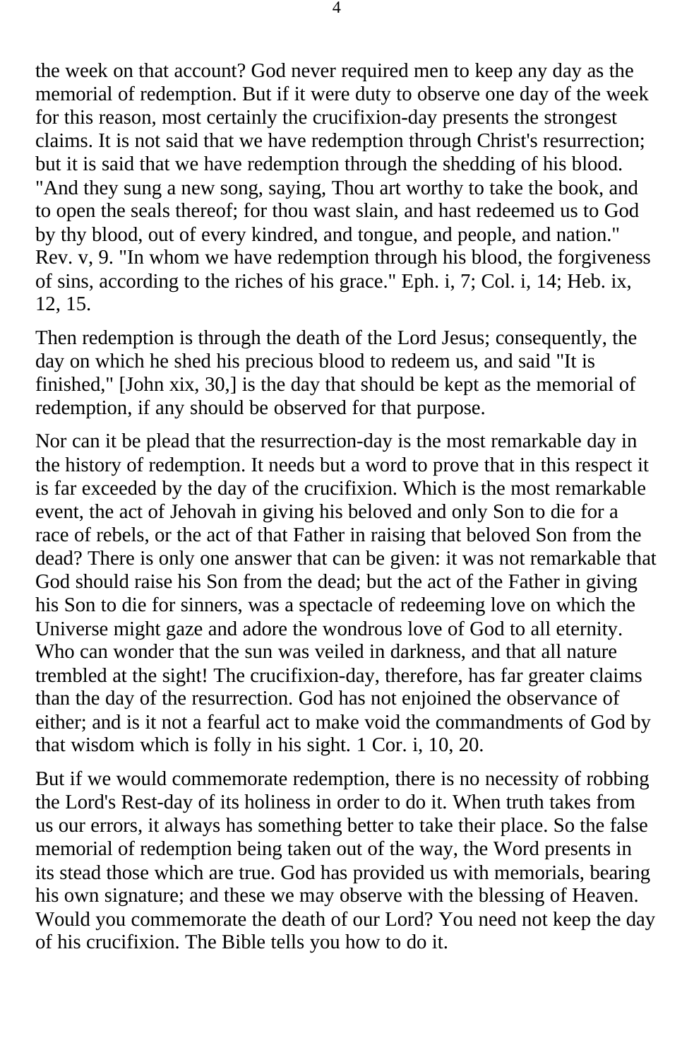the week on that account? God never required men to keep any day as the memorial of redemption. But if it were duty to observe one day of the week for this reason, most certainly the crucifixion-day presents the strongest claims. It is not said that we have redemption through Christ's resurrection; but it is said that we have redemption through the shedding of his blood. "And they sung a new song, saying, Thou art worthy to take the book, and to open the seals thereof; for thou wast slain, and hast redeemed us to God by thy blood, out of every kindred, and tongue, and people, and nation." Rev. v, 9. "In whom we have redemption through his blood, the forgiveness of sins, according to the riches of his grace." Eph. i, 7; Col. i, 14; Heb. ix, 12, 15.

Then redemption is through the death of the Lord Jesus; consequently, the day on which he shed his precious blood to redeem us, and said "It is finished," [John xix, 30,] is the day that should be kept as the memorial of redemption, if any should be observed for that purpose.

Nor can it be plead that the resurrection-day is the most remarkable day in the history of redemption. It needs but a word to prove that in this respect it is far exceeded by the day of the crucifixion. Which is the most remarkable event, the act of Jehovah in giving his beloved and only Son to die for a race of rebels, or the act of that Father in raising that beloved Son from the dead? There is only one answer that can be given: it was not remarkable that God should raise his Son from the dead; but the act of the Father in giving his Son to die for sinners, was a spectacle of redeeming love on which the Universe might gaze and adore the wondrous love of God to all eternity. Who can wonder that the sun was veiled in darkness, and that all nature trembled at the sight! The crucifixion-day, therefore, has far greater claims than the day of the resurrection. God has not enjoined the observance of either; and is it not a fearful act to make void the commandments of God by that wisdom which is folly in his sight. 1 Cor. i, 10, 20.

But if we would commemorate redemption, there is no necessity of robbing the Lord's Rest-day of its holiness in order to do it. When truth takes from us our errors, it always has something better to take their place. So the false memorial of redemption being taken out of the way, the Word presents in its stead those which are true. God has provided us with memorials, bearing his own signature; and these we may observe with the blessing of Heaven. Would you commemorate the death of our Lord? You need not keep the day of his crucifixion. The Bible tells you how to do it.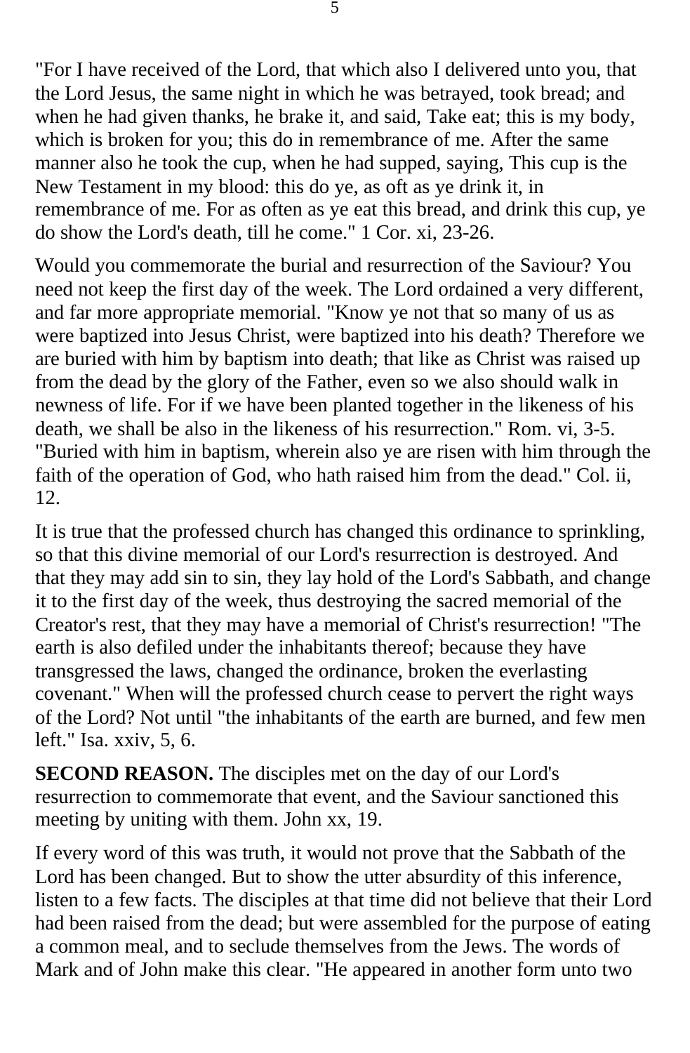"For I have received of the Lord, that which also I delivered unto you, that the Lord Jesus, the same night in which he was betrayed, took bread; and when he had given thanks, he brake it, and said, Take eat; this is my body, which is broken for you; this do in remembrance of me. After the same manner also he took the cup, when he had supped, saying, This cup is the New Testament in my blood: this do ye, as oft as ye drink it, in remembrance of me. For as often as ye eat this bread, and drink this cup, ye do show the Lord's death, till he come." 1 Cor. xi, 23-26.

Would you commemorate the burial and resurrection of the Saviour? You need not keep the first day of the week. The Lord ordained a very different, and far more appropriate memorial. "Know ye not that so many of us as were baptized into Jesus Christ, were baptized into his death? Therefore we are buried with him by baptism into death; that like as Christ was raised up from the dead by the glory of the Father, even so we also should walk in newness of life. For if we have been planted together in the likeness of his death, we shall be also in the likeness of his resurrection." Rom. vi, 3-5. "Buried with him in baptism, wherein also ye are risen with him through the faith of the operation of God, who hath raised him from the dead." Col. ii, 12.

It is true that the professed church has changed this ordinance to sprinkling, so that this divine memorial of our Lord's resurrection is destroyed. And that they may add sin to sin, they lay hold of the Lord's Sabbath, and change it to the first day of the week, thus destroying the sacred memorial of the Creator's rest, that they may have a memorial of Christ's resurrection! "The earth is also defiled under the inhabitants thereof; because they have transgressed the laws, changed the ordinance, broken the everlasting covenant." When will the professed church cease to pervert the right ways of the Lord? Not until "the inhabitants of the earth are burned, and few men left." Isa. xxiv, 5, 6.

**SECOND REASON.** The disciples met on the day of our Lord's resurrection to commemorate that event, and the Saviour sanctioned this meeting by uniting with them. John xx, 19.

If every word of this was truth, it would not prove that the Sabbath of the Lord has been changed. But to show the utter absurdity of this inference, listen to a few facts. The disciples at that time did not believe that their Lord had been raised from the dead; but were assembled for the purpose of eating a common meal, and to seclude themselves from the Jews. The words of Mark and of John make this clear. "He appeared in another form unto two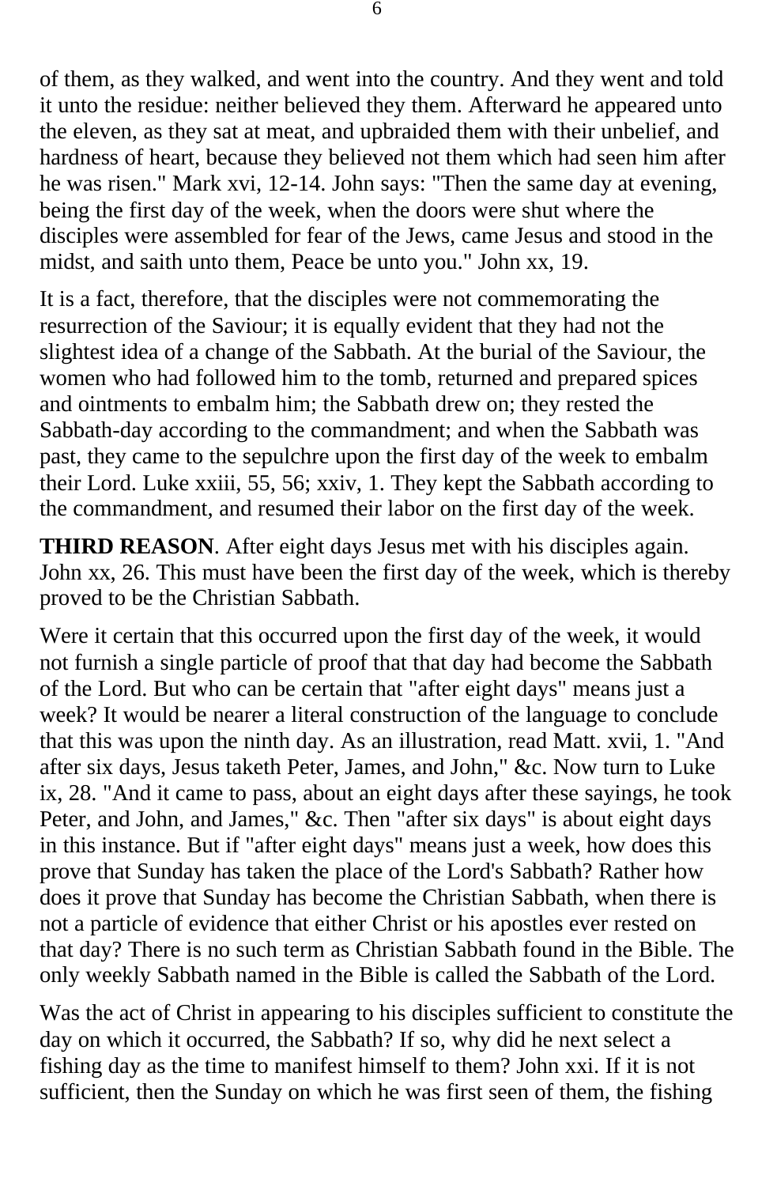of them, as they walked, and went into the country. And they went and told it unto the residue: neither believed they them. Afterward he appeared unto the eleven, as they sat at meat, and upbraided them with their unbelief, and hardness of heart, because they believed not them which had seen him after he was risen." Mark xvi, 12-14. John says: "Then the same day at evening, being the first day of the week, when the doors were shut where the disciples were assembled for fear of the Jews, came Jesus and stood in the midst, and saith unto them, Peace be unto you." John xx, 19.

It is a fact, therefore, that the disciples were not commemorating the resurrection of the Saviour; it is equally evident that they had not the slightest idea of a change of the Sabbath. At the burial of the Saviour, the women who had followed him to the tomb, returned and prepared spices and ointments to embalm him; the Sabbath drew on; they rested the Sabbath-day according to the commandment; and when the Sabbath was past, they came to the sepulchre upon the first day of the week to embalm their Lord. Luke xxiii, 55, 56; xxiv, 1. They kept the Sabbath according to the commandment, and resumed their labor on the first day of the week.

**THIRD REASON**. After eight days Jesus met with his disciples again. John xx, 26. This must have been the first day of the week, which is thereby proved to be the Christian Sabbath.

Were it certain that this occurred upon the first day of the week, it would not furnish a single particle of proof that that day had become the Sabbath of the Lord. But who can be certain that "after eight days" means just a week? It would be nearer a literal construction of the language to conclude that this was upon the ninth day. As an illustration, read Matt. xvii, 1. "And after six days, Jesus taketh Peter, James, and John," &c. Now turn to Luke ix, 28. "And it came to pass, about an eight days after these sayings, he took Peter, and John, and James," &c. Then "after six days" is about eight days in this instance. But if "after eight days" means just a week, how does this prove that Sunday has taken the place of the Lord's Sabbath? Rather how does it prove that Sunday has become the Christian Sabbath, when there is not a particle of evidence that either Christ or his apostles ever rested on that day? There is no such term as Christian Sabbath found in the Bible. The only weekly Sabbath named in the Bible is called the Sabbath of the Lord.

Was the act of Christ in appearing to his disciples sufficient to constitute the day on which it occurred, the Sabbath? If so, why did he next select a fishing day as the time to manifest himself to them? John xxi. If it is not sufficient, then the Sunday on which he was first seen of them, the fishing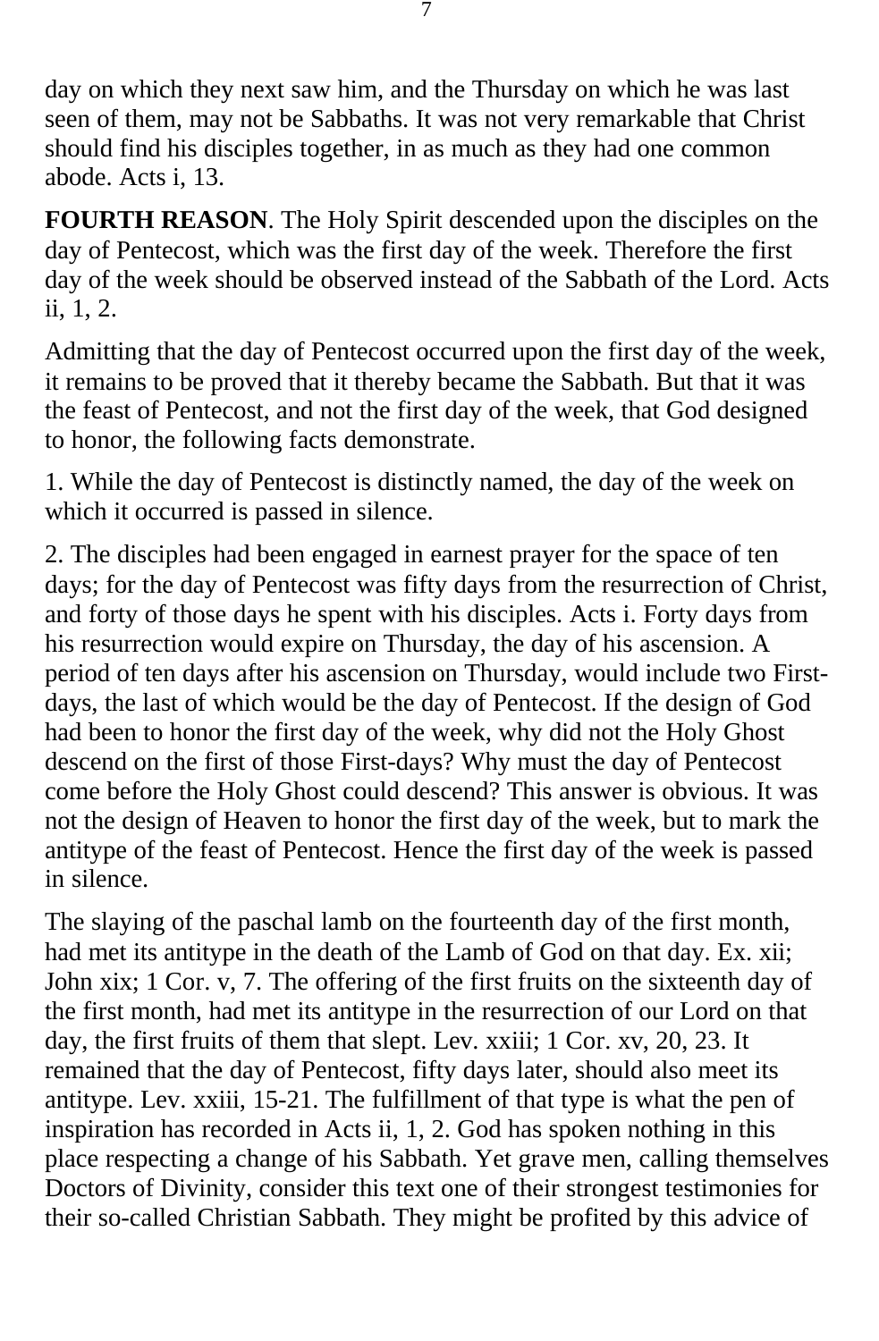day on which they next saw him, and the Thursday on which he was last seen of them, may not be Sabbaths. It was not very remarkable that Christ should find his disciples together, in as much as they had one common abode. Acts i, 13.

**FOURTH REASON**. The Holy Spirit descended upon the disciples on the day of Pentecost, which was the first day of the week. Therefore the first day of the week should be observed instead of the Sabbath of the Lord. Acts ii, 1, 2.

Admitting that the day of Pentecost occurred upon the first day of the week, it remains to be proved that it thereby became the Sabbath. But that it was the feast of Pentecost, and not the first day of the week, that God designed to honor, the following facts demonstrate.

1. While the day of Pentecost is distinctly named, the day of the week on which it occurred is passed in silence.

2. The disciples had been engaged in earnest prayer for the space of ten days; for the day of Pentecost was fifty days from the resurrection of Christ, and forty of those days he spent with his disciples. Acts i. Forty days from his resurrection would expire on Thursday, the day of his ascension. A period of ten days after his ascension on Thursday, would include two First-days, the last of which would be the day of Pentecost. If the design of God had been to honor the first day of the week, why did not the Holy Ghost descend on the first of those First-days? Why must the day of Pentecost come before the Holy Ghost could descend? This answer is obvious. It was not the design of Heaven to honor the first day of the week, but to mark the antitype of the feast of Pentecost. Hence the first day of the week is passed in silence.

The slaying of the paschal lamb on the fourteenth day of the first month, had met its antitype in the death of the Lamb of God on that day. Ex. xii; John xix; 1 Cor. v, 7. The offering of the first fruits on the sixteenth day of the first month, had met its antitype in the resurrection of our Lord on that day, the first fruits of them that slept. Lev. xxiii; 1 Cor. xv, 20, 23. It remained that the day of Pentecost, fifty days later, should also meet its antitype. Lev. xxiii, 15-21. The fulfillment of that type is what the pen of inspiration has recorded in Acts ii, 1, 2. God has spoken nothing in this place respecting a change of his Sabbath. Yet grave men, calling themselves Doctors of Divinity, consider this text one of their strongest testimonies for their so-called Christian Sabbath. They might be profited by this advice of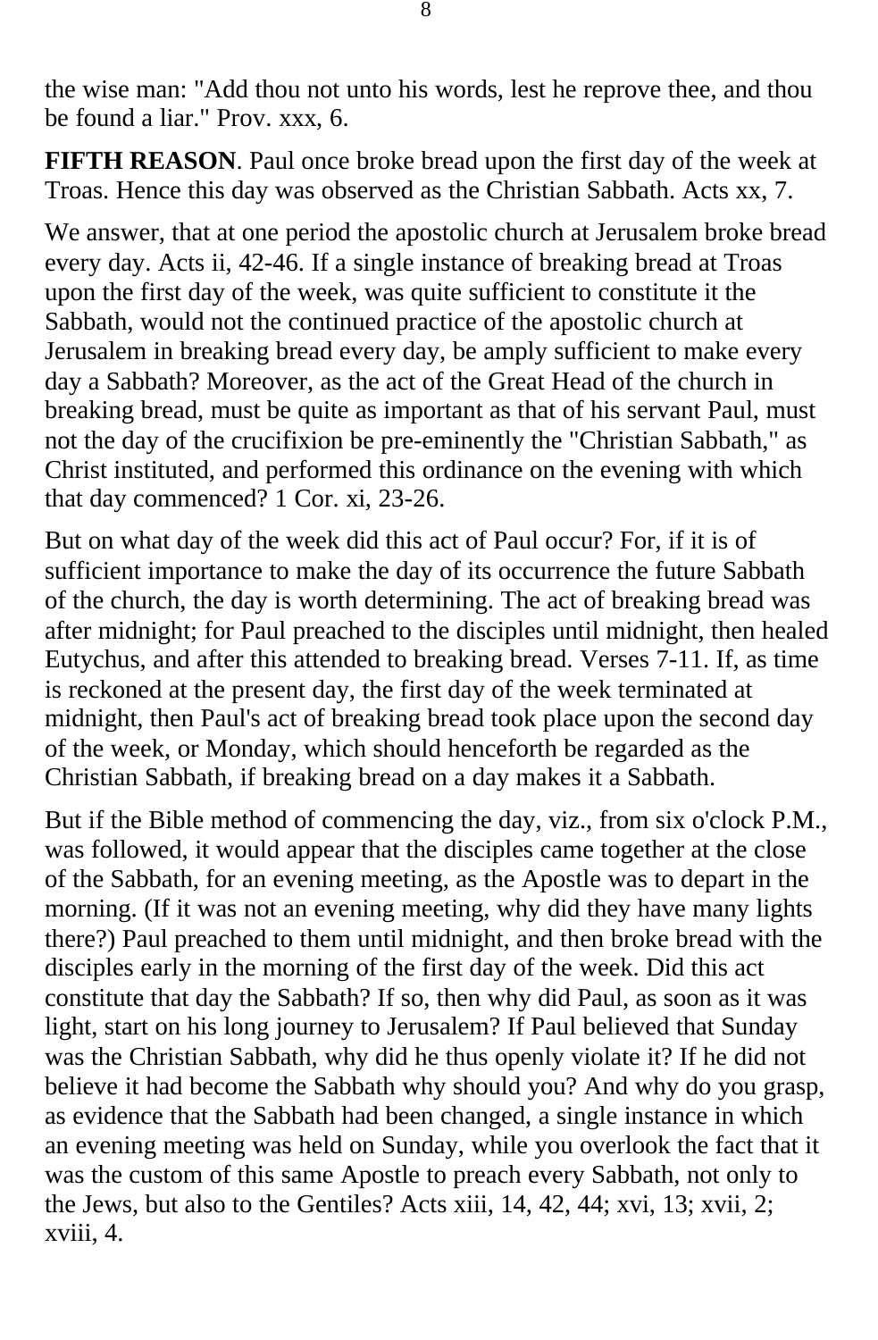the wise man: "Add thou not unto his words, lest he reprove thee, and thou be found a liar." Prov. xxx, 6.

**FIFTH REASON**. Paul once broke bread upon the first day of the week at Troas. Hence this day was observed as the Christian Sabbath. Acts xx, 7.

We answer, that at one period the apostolic church at Jerusalem broke bread every day. Acts ii, 42-46. If a single instance of breaking bread at Troas upon the first day of the week, was quite sufficient to constitute it the Sabbath, would not the continued practice of the apostolic church at Jerusalem in breaking bread every day, be amply sufficient to make every day a Sabbath? Moreover, as the act of the Great Head of the church in breaking bread, must be quite as important as that of his servant Paul, must not the day of the crucifixion be pre-eminently the "Christian Sabbath," as Christ instituted, and performed this ordinance on the evening with which that day commenced? 1 Cor. xi, 23-26.

But on what day of the week did this act of Paul occur? For, if it is of sufficient importance to make the day of its occurrence the future Sabbath of the church, the day is worth determining. The act of breaking bread was after midnight; for Paul preached to the disciples until midnight, then healed Eutychus, and after this attended to breaking bread. Verses 7-11. If, as time is reckoned at the present day, the first day of the week terminated at midnight, then Paul's act of breaking bread took place upon the second day of the week, or Monday, which should henceforth be regarded as the Christian Sabbath, if breaking bread on a day makes it a Sabbath.

But if the Bible method of commencing the day, viz., from six o'clock P.M., was followed, it would appear that the disciples came together at the close of the Sabbath, for an evening meeting, as the Apostle was to depart in the morning. (If it was not an evening meeting, why did they have many lights there?) Paul preached to them until midnight, and then broke bread with the disciples early in the morning of the first day of the week. Did this act constitute that day the Sabbath? If so, then why did Paul, as soon as it was light, start on his long journey to Jerusalem? If Paul believed that Sunday was the Christian Sabbath, why did he thus openly violate it? If he did not believe it had become the Sabbath why should you? And why do you grasp, as evidence that the Sabbath had been changed, a single instance in which an evening meeting was held on Sunday, while you overlook the fact that it was the custom of this same Apostle to preach every Sabbath, not only to the Jews, but also to the Gentiles? Acts xiii, 14, 42, 44; xvi, 13; xvii, 2; xviii, 4.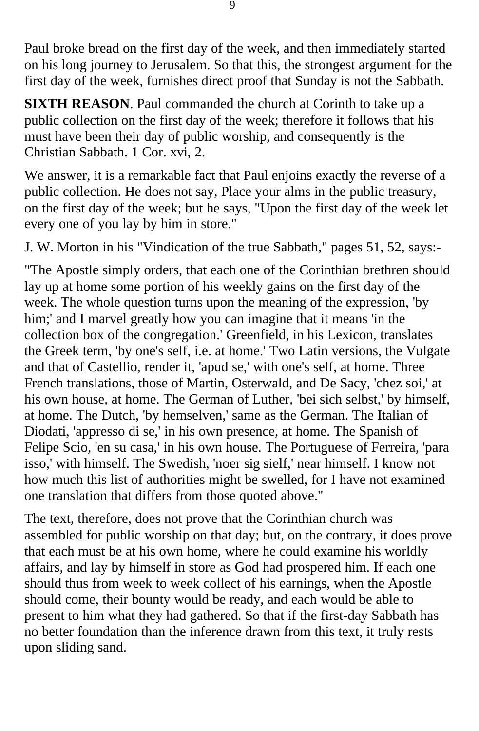Paul broke bread on the first day of the week, and then immediately started on his long journey to Jerusalem. So that this, the strongest argument for the first day of the week, furnishes direct proof that Sunday is not the Sabbath.

**SIXTH REASON**. Paul commanded the church at Corinth to take up a public collection on the first day of the week; therefore it follows that his must have been their day of public worship, and consequently is the Christian Sabbath. 1 Cor. xvi, 2.

We answer, it is a remarkable fact that Paul enjoins exactly the reverse of a public collection. He does not say, Place your alms in the public treasury, on the first day of the week; but he says, "Upon the first day of the week let every one of you lay by him in store."

J. W. Morton in his "Vindication of the true Sabbath," pages 51, 52, says:-

"The Apostle simply orders, that each one of the Corinthian brethren should lay up at home some portion of his weekly gains on the first day of the week. The whole question turns upon the meaning of the expression, 'by him;' and I marvel greatly how you can imagine that it means 'in the collection box of the congregation.' Greenfield, in his Lexicon, translates the Greek term, 'by one's self, i.e. at home.' Two Latin versions, the Vulgate and that of Castellio, render it, 'apud se,' with one's self, at home. Three French translations, those of Martin, Osterwald, and De Sacy, 'chez soi,' at his own house, at home. The German of Luther, 'bei sich selbst,' by himself, at home. The Dutch, 'by hemselven,' same as the German. The Italian of Diodati, 'appresso di se,' in his own presence, at home. The Spanish of Felipe Scio, 'en su casa,' in his own house. The Portuguese of Ferreira, 'para isso,' with himself. The Swedish, 'noer sig sielf,' near himself. I know not how much this list of authorities might be swelled, for I have not examined one translation that differs from those quoted above."

The text, therefore, does not prove that the Corinthian church was assembled for public worship on that day; but, on the contrary, it does prove that each must be at his own home, where he could examine his worldly affairs, and lay by himself in store as God had prospered him. If each one should thus from week to week collect of his earnings, when the Apostle should come, their bounty would be ready, and each would be able to present to him what they had gathered. So that if the first-day Sabbath has no better foundation than the inference drawn from this text, it truly rests upon sliding sand.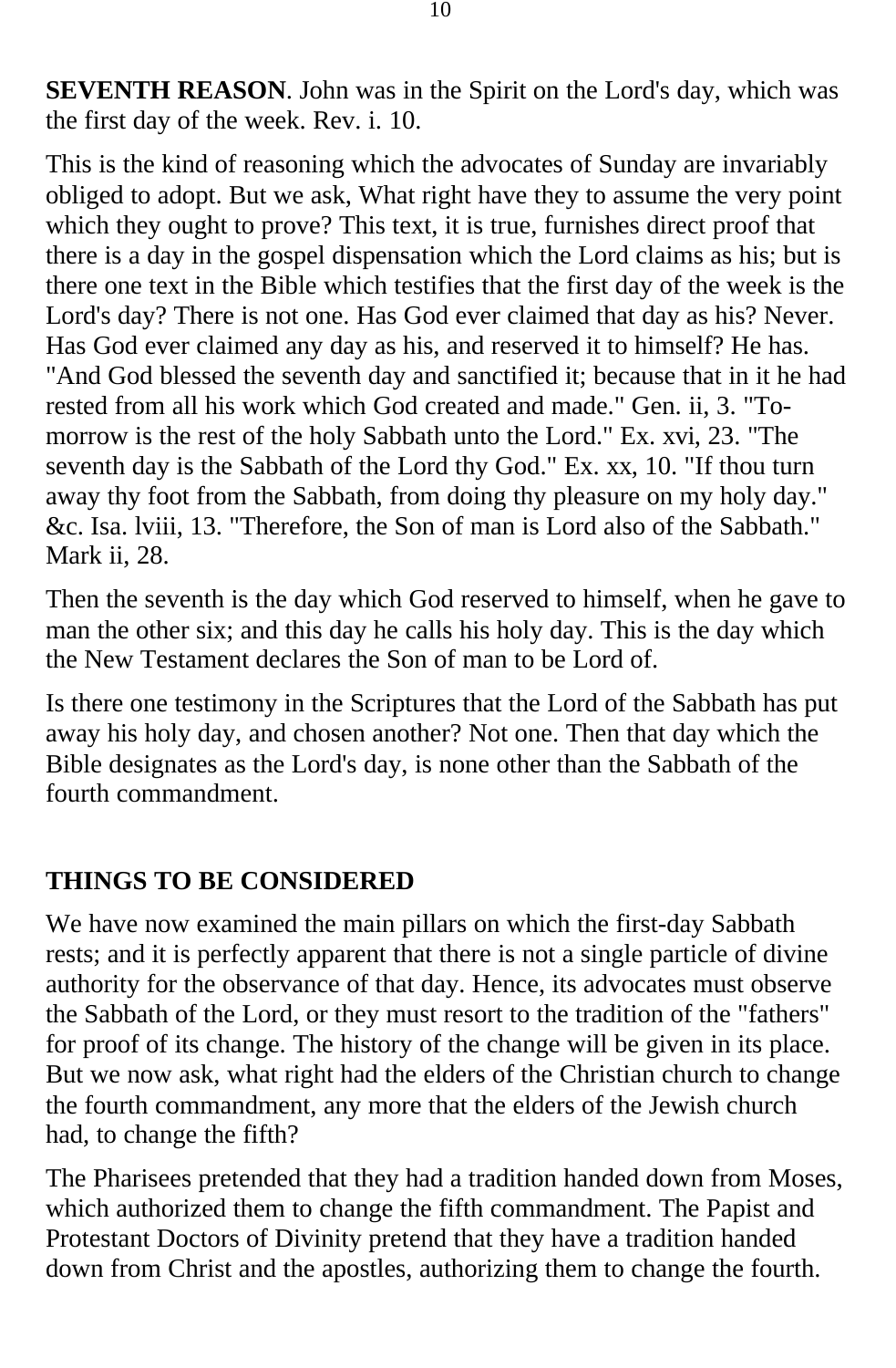**SEVENTH REASON**. John was in the Spirit on the Lord's day, which was the first day of the week. Rev. i. 10.

This is the kind of reasoning which the advocates of Sunday are invariably obliged to adopt. But we ask, What right have they to assume the very point which they ought to prove? This text, it is true, furnishes direct proof that there is a day in the gospel dispensation which the Lord claims as his; but is there one text in the Bible which testifies that the first day of the week is the Lord's day? There is not one. Has God ever claimed that day as his? Never. Has God ever claimed any day as his, and reserved it to himself? He has. "And God blessed the seventh day and sanctified it; because that in it he had rested from all his work which God created and made." Gen. ii, 3. "To-morrow is the rest of the holy Sabbath unto the Lord." Ex. xvi, 23. "The seventh day is the Sabbath of the Lord thy God." Ex. xx, 10. "If thou turn away thy foot from the Sabbath, from doing thy pleasure on my holy day." &c. Isa. lviii, 13. "Therefore, the Son of man is Lord also of the Sabbath." Mark ii, 28.

Then the seventh is the day which God reserved to himself, when he gave to man the other six; and this day he calls his holy day. This is the day which the New Testament declares the Son of man to be Lord of.

Is there one testimony in the Scriptures that the Lord of the Sabbath has put away his holy day, and chosen another? Not one. Then that day which the Bible designates as the Lord's day, is none other than the Sabbath of the fourth commandment.

## THINGS TO BE CONSIDERED

We have now examined the main pillars on which the first-day Sabbath rests; and it is perfectly apparent that there is not a single particle of divine authority for the observance of that day. Hence, its advocates must observe the Sabbath of the Lord, or they must resort to the tradition of the "fathers" for proof of its change. The history of the change will be given in its place. But we now ask, what right had the elders of the Christian church to change the fourth commandment, any more that the elders of the Jewish church had, to change the fifth?

The Pharisees pretended that they had a tradition handed down from Moses, which authorized them to change the fifth commandment. The Papist and Protestant Doctors of Divinity pretend that they have a tradition handed down from Christ and the apostles, authorizing them to change the fourth.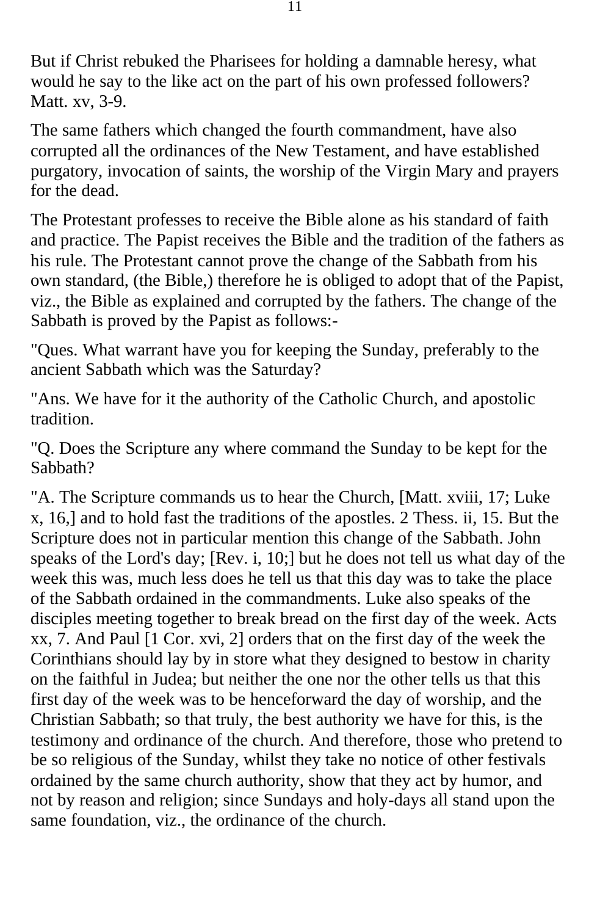But if Christ rebuked the Pharisees for holding a damnable heresy, what would he say to the like act on the part of his own professed followers? Matt. xv, 3-9.

The same fathers which changed the fourth commandment, have also corrupted all the ordinances of the New Testament, and have established purgatory, invocation of saints, the worship of the Virgin Mary and prayers for the dead.

The Protestant professes to receive the Bible alone as his standard of faith and practice. The Papist receives the Bible and the tradition of the fathers as his rule. The Protestant cannot prove the change of the Sabbath from his own standard, (the Bible,) therefore he is obliged to adopt that of the Papist, viz., the Bible as explained and corrupted by the fathers. The change of the Sabbath is proved by the Papist as follows:-

"Ques. What warrant have you for keeping the Sunday, preferably to the ancient Sabbath which was the Saturday?

"Ans. We have for it the authority of the Catholic Church, and apostolic tradition.

"Q. Does the Scripture any where command the Sunday to be kept for the Sabbath?

"A. The Scripture commands us to hear the Church, [Matt. xviii, 17; Luke x, 16,] and to hold fast the traditions of the apostles. 2 Thess. ii, 15. But the Scripture does not in particular mention this change of the Sabbath. John speaks of the Lord's day; [Rev. i, 10;] but he does not tell us what day of the week this was, much less does he tell us that this day was to take the place of the Sabbath ordained in the commandments. Luke also speaks of the disciples meeting together to break bread on the first day of the week. Acts xx, 7. And Paul [1 Cor. xvi, 2] orders that on the first day of the week the Corinthians should lay by in store what they designed to bestow in charity on the faithful in Judea; but neither the one nor the other tells us that this first day of the week was to be henceforward the day of worship, and the Christian Sabbath; so that truly, the best authority we have for this, is the testimony and ordinance of the church. And therefore, those who pretend to be so religious of the Sunday, whilst they take no notice of other festivals ordained by the same church authority, show that they act by humor, and not by reason and religion; since Sundays and holy-days all stand upon the same foundation, viz., the ordinance of the church.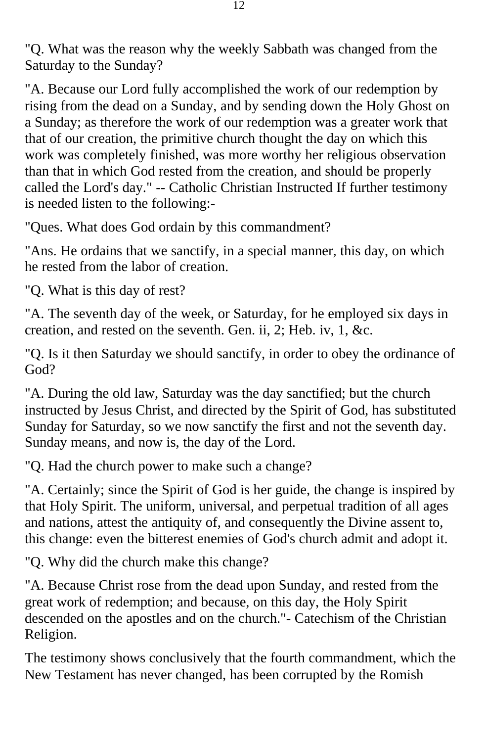"Q. What was the reason why the weekly Sabbath was changed from the Saturday to the Sunday?

"A. Because our Lord fully accomplished the work of our redemption by rising from the dead on a Sunday, and by sending down the Holy Ghost on a Sunday; as therefore the work of our redemption was a greater work that that of our creation, the primitive church thought the day on which this work was completely finished, was more worthy her religious observation than that in which God rested from the creation, and should be properly called the Lord's day." -- Catholic Christian Instructed If further testimony is needed listen to the following:-

"Ques. What does God ordain by this commandment?

"Ans. He ordains that we sanctify, in a special manner, this day, on which he rested from the labor of creation.

"Q. What is this day of rest?

"A. The seventh day of the week, or Saturday, for he employed six days in creation, and rested on the seventh. Gen. ii, 2; Heb. iv, 1, &c.

"Q. Is it then Saturday we should sanctify, in order to obey the ordinance of God?

"A. During the old law, Saturday was the day sanctified; but the church instructed by Jesus Christ, and directed by the Spirit of God, has substituted Sunday for Saturday, so we now sanctify the first and not the seventh day. Sunday means, and now is, the day of the Lord.

"Q. Had the church power to make such a change?

"A. Certainly; since the Spirit of God is her guide, the change is inspired by that Holy Spirit. The uniform, universal, and perpetual tradition of all ages and nations, attest the antiquity of, and consequently the Divine assent to, this change: even the bitterest enemies of God's church admit and adopt it.

"Q. Why did the church make this change?

"A. Because Christ rose from the dead upon Sunday, and rested from the great work of redemption; and because, on this day, the Holy Spirit descended on the apostles and on the church."- Catechism of the Christian Religion.

The testimony shows conclusively that the fourth commandment, which the New Testament has never changed, has been corrupted by the Romish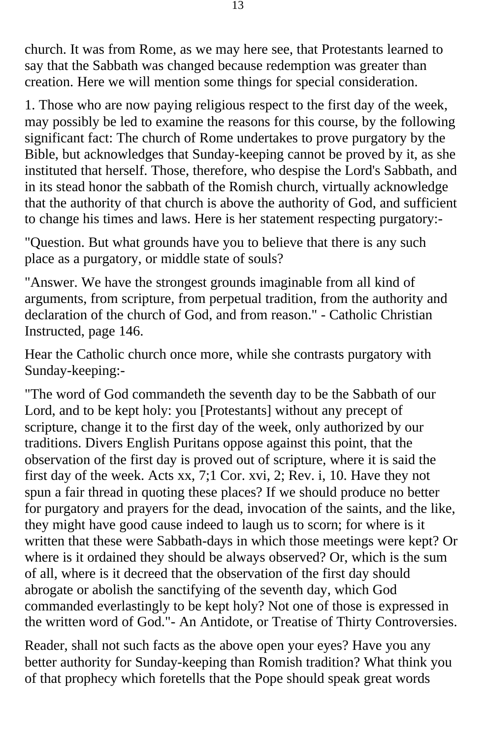church. It was from Rome, as we may here see, that Protestants learned to say that the Sabbath was changed because redemption was greater than creation. Here we will mention some things for special consideration.

1. Those who are now paying religious respect to the first day of the week, may possibly be led to examine the reasons for this course, by the following significant fact: The church of Rome undertakes to prove purgatory by the Bible, but acknowledges that Sunday-keeping cannot be proved by it, as she instituted that herself. Those, therefore, who despise the Lord's Sabbath, and in its stead honor the sabbath of the Romish church, virtually acknowledge that the authority of that church is above the authority of God, and sufficient to change his times and laws. Here is her statement respecting purgatory:-

"Question. But what grounds have you to believe that there is any such place as a purgatory, or middle state of souls?

"Answer. We have the strongest grounds imaginable from all kind of arguments, from scripture, from perpetual tradition, from the authority and declaration of the church of God, and from reason." - Catholic Christian Instructed, page 146.

Hear the Catholic church once more, while she contrasts purgatory with Sunday-keeping:-

"The word of God commandeth the seventh day to be the Sabbath of our Lord, and to be kept holy: you [Protestants] without any precept of scripture, change it to the first day of the week, only authorized by our traditions. Divers English Puritans oppose against this point, that the observation of the first day is proved out of scripture, where it is said the first day of the week. Acts xx, 7;1 Cor. xvi, 2; Rev. i, 10. Have they not spun a fair thread in quoting these places? If we should produce no better for purgatory and prayers for the dead, invocation of the saints, and the like, they might have good cause indeed to laugh us to scorn; for where is it written that these were Sabbath-days in which those meetings were kept? Or where is it ordained they should be always observed? Or, which is the sum of all, where is it decreed that the observation of the first day should abrogate or abolish the sanctifying of the seventh day, which God commanded everlastingly to be kept holy? Not one of those is expressed in the written word of God."- An Antidote, or Treatise of Thirty Controversies.

Reader, shall not such facts as the above open your eyes? Have you any better authority for Sunday-keeping than Romish tradition? What think you of that prophecy which foretells that the Pope should speak great words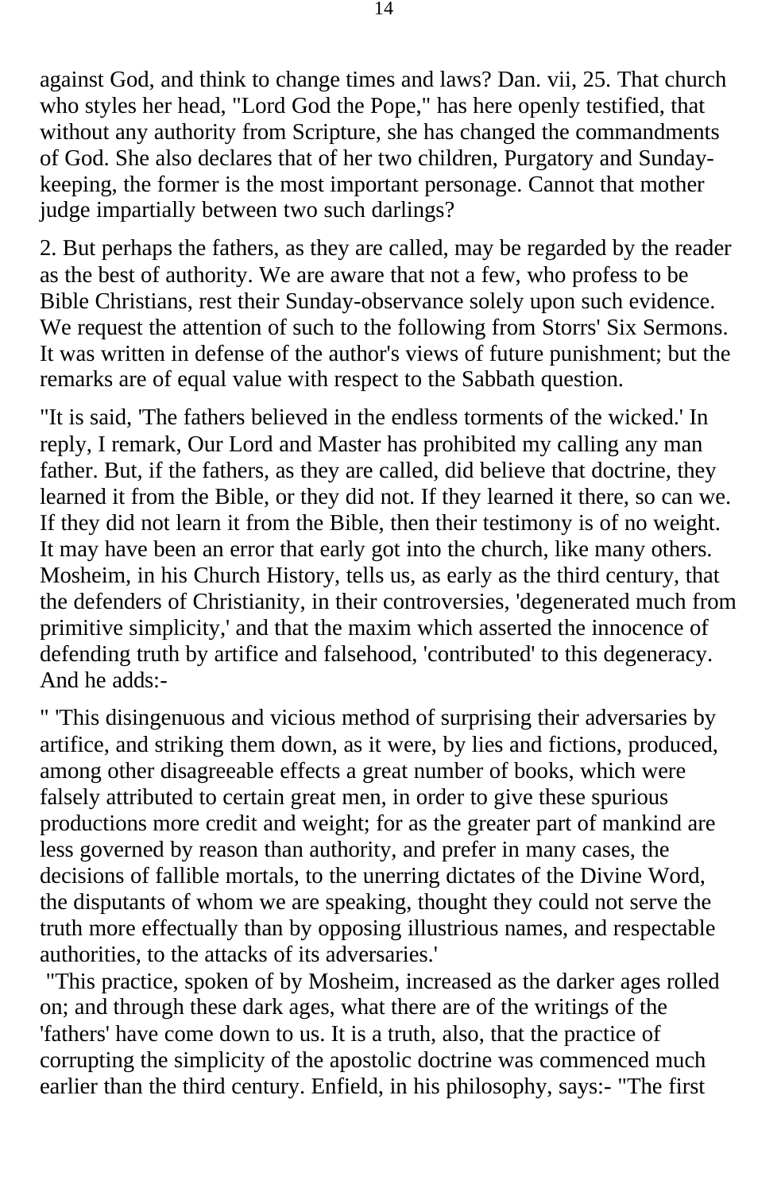against God, and think to change times and laws? Dan. vii, 25. That church who styles her head, "Lord God the Pope," has here openly testified, that without any authority from Scripture, she has changed the commandments of God. She also declares that of her two children, Purgatory and Sunday-keeping, the former is the most important personage. Cannot that mother judge impartially between two such darlings?

2. But perhaps the fathers, as they are called, may be regarded by the reader as the best of authority. We are aware that not a few, who profess to be Bible Christians, rest their Sunday-observance solely upon such evidence. We request the attention of such to the following from Storrs' Six Sermons. It was written in defense of the author's views of future punishment; but the remarks are of equal value with respect to the Sabbath question.

"It is said, 'The fathers believed in the endless torments of the wicked.' In reply, I remark, Our Lord and Master has prohibited my calling any man father. But, if the fathers, as they are called, did believe that doctrine, they learned it from the Bible, or they did not. If they learned it there, so can we. If they did not learn it from the Bible, then their testimony is of no weight. It may have been an error that early got into the church, like many others. Mosheim, in his Church History, tells us, as early as the third century, that the defenders of Christianity, in their controversies, 'degenerated much from primitive simplicity,' and that the maxim which asserted the innocence of defending truth by artifice and falsehood, 'contributed' to this degeneracy. And he adds:-

" 'This disingenuous and vicious method of surprising their adversaries by artifice, and striking them down, as it were, by lies and fictions, produced, among other disagreeable effects a great number of books, which were falsely attributed to certain great men, in order to give these spurious productions more credit and weight; for as the greater part of mankind are less governed by reason than authority, and prefer in many cases, the decisions of fallible mortals, to the unerring dictates of the Divine Word, the disputants of whom we are speaking, thought they could not serve the truth more effectually than by opposing illustrious names, and respectable authorities, to the attacks of its adversaries.'

"This practice, spoken of by Mosheim, increased as the darker ages rolled on; and through these dark ages, what there are of the writings of the 'fathers' have come down to us. It is a truth, also, that the practice of corrupting the simplicity of the apostolic doctrine was commenced much earlier than the third century. Enfield, in his philosophy, says:- "The first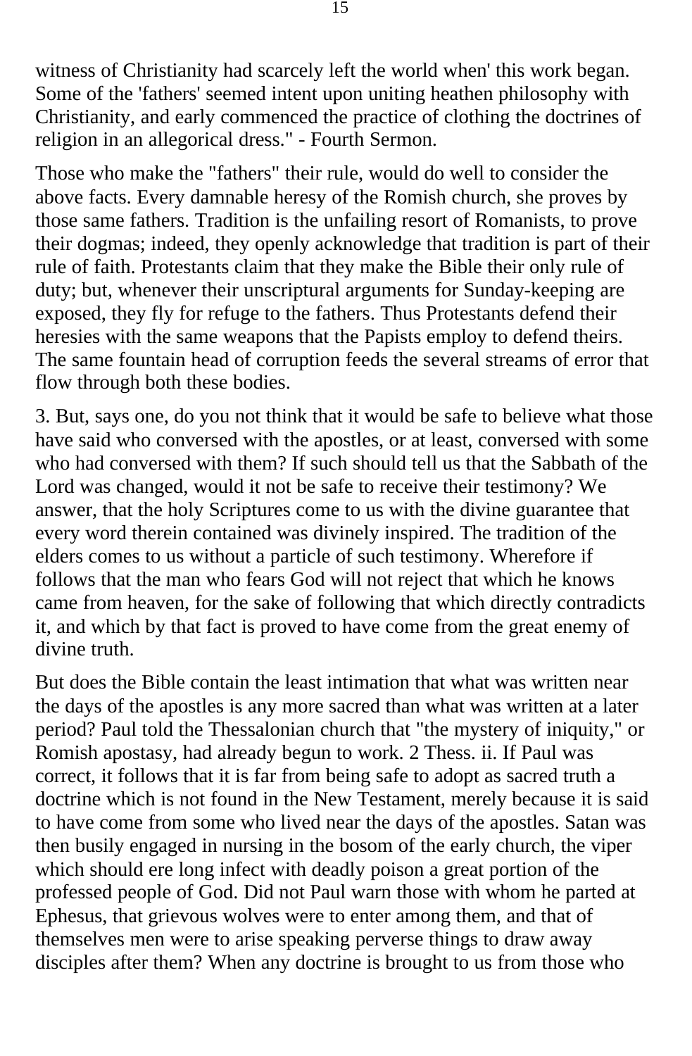witness of Christianity had scarcely left the world when' this work began. Some of the 'fathers' seemed intent upon uniting heathen philosophy with Christianity, and early commenced the practice of clothing the doctrines of religion in an allegorical dress." - Fourth Sermon.

Those who make the "fathers" their rule, would do well to consider the above facts. Every damnable heresy of the Romish church, she proves by those same fathers. Tradition is the unfailing resort of Romanists, to prove their dogmas; indeed, they openly acknowledge that tradition is part of their rule of faith. Protestants claim that they make the Bible their only rule of duty; but, whenever their unscriptural arguments for Sunday-keeping are exposed, they fly for refuge to the fathers. Thus Protestants defend their heresies with the same weapons that the Papists employ to defend theirs. The same fountain head of corruption feeds the several streams of error that flow through both these bodies.

3. But, says one, do you not think that it would be safe to believe what those have said who conversed with the apostles, or at least, conversed with some who had conversed with them? If such should tell us that the Sabbath of the Lord was changed, would it not be safe to receive their testimony? We answer, that the holy Scriptures come to us with the divine guarantee that every word therein contained was divinely inspired. The tradition of the elders comes to us without a particle of such testimony. Wherefore if follows that the man who fears God will not reject that which he knows came from heaven, for the sake of following that which directly contradicts it, and which by that fact is proved to have come from the great enemy of divine truth.

But does the Bible contain the least intimation that what was written near the days of the apostles is any more sacred than what was written at a later period? Paul told the Thessalonian church that "the mystery of iniquity," or Romish apostasy, had already begun to work. 2 Thess. ii. If Paul was correct, it follows that it is far from being safe to adopt as sacred truth a doctrine which is not found in the New Testament, merely because it is said to have come from some who lived near the days of the apostles. Satan was then busily engaged in nursing in the bosom of the early church, the viper which should ere long infect with deadly poison a great portion of the professed people of God. Did not Paul warn those with whom he parted at Ephesus, that grievous wolves were to enter among them, and that of themselves men were to arise speaking perverse things to draw away disciples after them? When any doctrine is brought to us from those who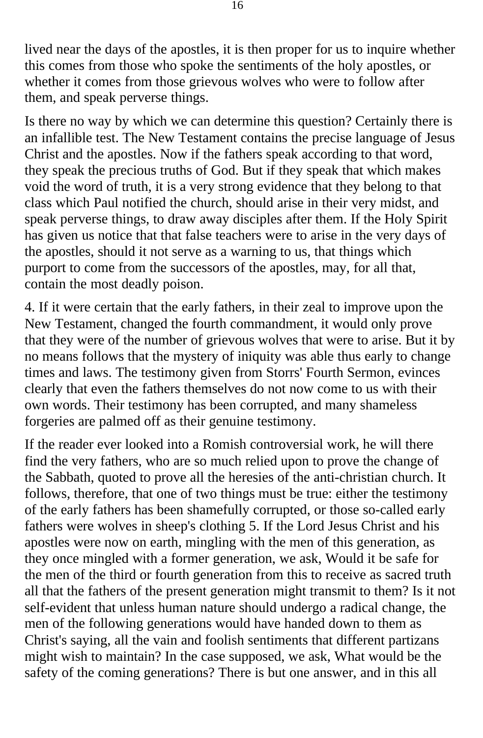lived near the days of the apostles, it is then proper for us to inquire whether this comes from those who spoke the sentiments of the holy apostles, or whether it comes from those grievous wolves who were to follow after them, and speak perverse things.

Is there no way by which we can determine this question? Certainly there is an infallible test. The New Testament contains the precise language of Jesus Christ and the apostles. Now if the fathers speak according to that word, they speak the precious truths of God. But if they speak that which makes void the word of truth, it is a very strong evidence that they belong to that class which Paul notified the church, should arise in their very midst, and speak perverse things, to draw away disciples after them. If the Holy Spirit has given us notice that that false teachers were to arise in the very days of the apostles, should it not serve as a warning to us, that things which purport to come from the successors of the apostles, may, for all that, contain the most deadly poison.

4. If it were certain that the early fathers, in their zeal to improve upon the New Testament, changed the fourth commandment, it would only prove that they were of the number of grievous wolves that were to arise. But it by no means follows that the mystery of iniquity was able thus early to change times and laws. The testimony given from Storrs' Fourth Sermon, evinces clearly that even the fathers themselves do not now come to us with their own words. Their testimony has been corrupted, and many shameless forgeries are palmed off as their genuine testimony.

If the reader ever looked into a Romish controversial work, he will there find the very fathers, who are so much relied upon to prove the change of the Sabbath, quoted to prove all the heresies of the anti-christian church. It follows, therefore, that one of two things must be true: either the testimony of the early fathers has been shamefully corrupted, or those so-called early fathers were wolves in sheep's clothing 5. If the Lord Jesus Christ and his apostles were now on earth, mingling with the men of this generation, as they once mingled with a former generation, we ask, Would it be safe for the men of the third or fourth generation from this to receive as sacred truth all that the fathers of the present generation might transmit to them? Is it not self-evident that unless human nature should undergo a radical change, the men of the following generations would have handed down to them as Christ's saying, all the vain and foolish sentiments that different partizans might wish to maintain? In the case supposed, we ask, What would be the safety of the coming generations? There is but one answer, and in this all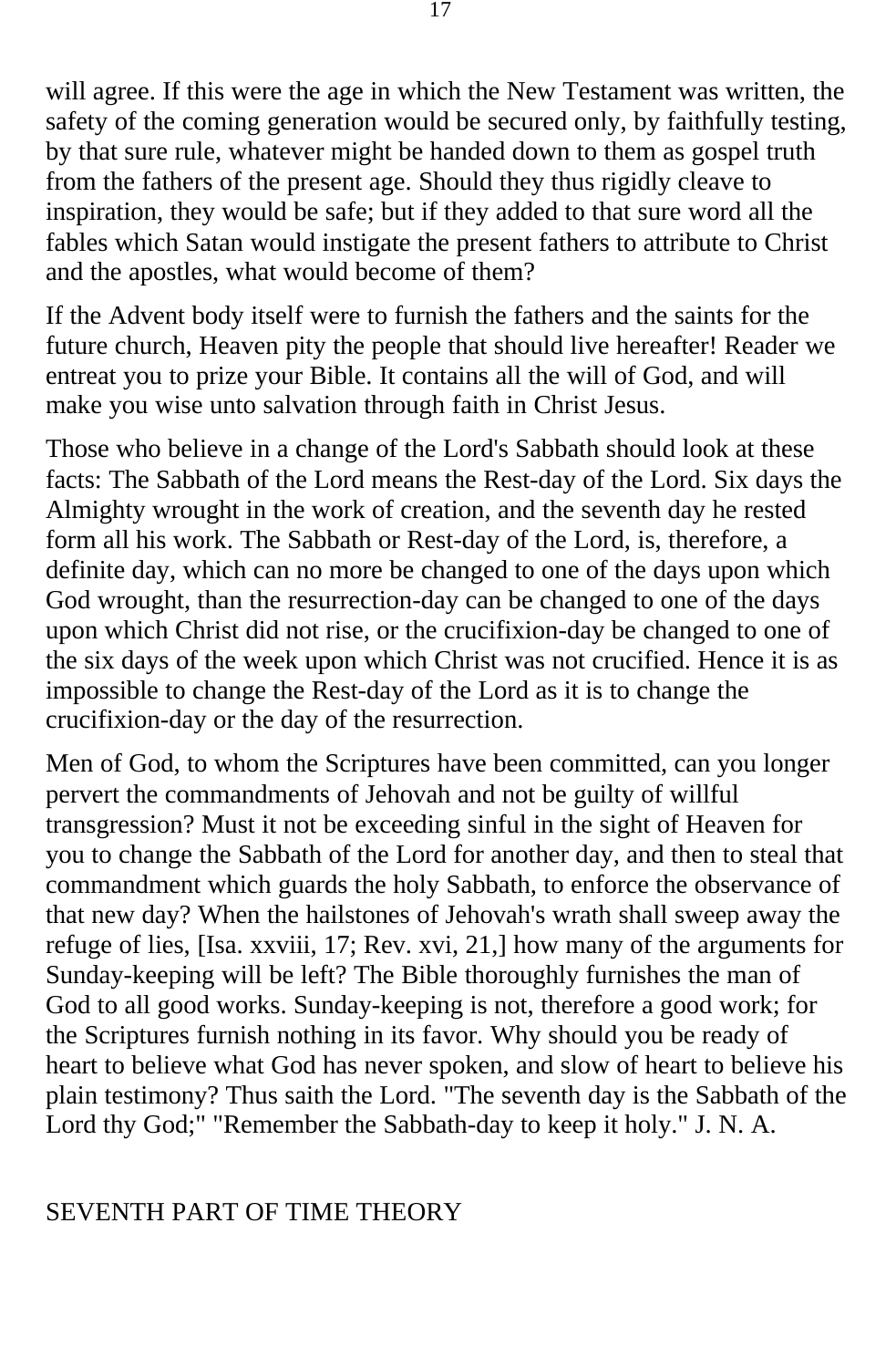will agree. If this were the age in which the New Testament was written, the safety of the coming generation would be secured only, by faithfully testing, by that sure rule, whatever might be handed down to them as gospel truth from the fathers of the present age. Should they thus rigidly cleave to inspiration, they would be safe; but if they added to that sure word all the fables which Satan would instigate the present fathers to attribute to Christ and the apostles, what would become of them?

If the Advent body itself were to furnish the fathers and the saints for the future church, Heaven pity the people that should live hereafter! Reader we entreat you to prize your Bible. It contains all the will of God, and will make you wise unto salvation through faith in Christ Jesus.

Those who believe in a change of the Lord's Sabbath should look at these facts: The Sabbath of the Lord means the Rest-day of the Lord. Six days the Almighty wrought in the work of creation, and the seventh day he rested form all his work. The Sabbath or Rest-day of the Lord, is, therefore, a definite day, which can no more be changed to one of the days upon which God wrought, than the resurrection-day can be changed to one of the days upon which Christ did not rise, or the crucifixion-day be changed to one of the six days of the week upon which Christ was not crucified. Hence it is as impossible to change the Rest-day of the Lord as it is to change the crucifixion-day or the day of the resurrection.

Men of God, to whom the Scriptures have been committed, can you longer pervert the commandments of Jehovah and not be guilty of willful transgression? Must it not be exceeding sinful in the sight of Heaven for you to change the Sabbath of the Lord for another day, and then to steal that commandment which guards the holy Sabbath, to enforce the observance of that new day? When the hailstones of Jehovah's wrath shall sweep away the refuge of lies, [Isa. xxviii, 17; Rev. xvi, 21,] how many of the arguments for Sunday-keeping will be left? The Bible thoroughly furnishes the man of God to all good works. Sunday-keeping is not, therefore a good work; for the Scriptures furnish nothing in its favor. Why should you be ready of heart to believe what God has never spoken, and slow of heart to believe his plain testimony? Thus saith the Lord. "The seventh day is the Sabbath of the Lord thy God;" "Remember the Sabbath-day to keep it holy." J. N. A.

## SEVENTH PART OF TIME THEORY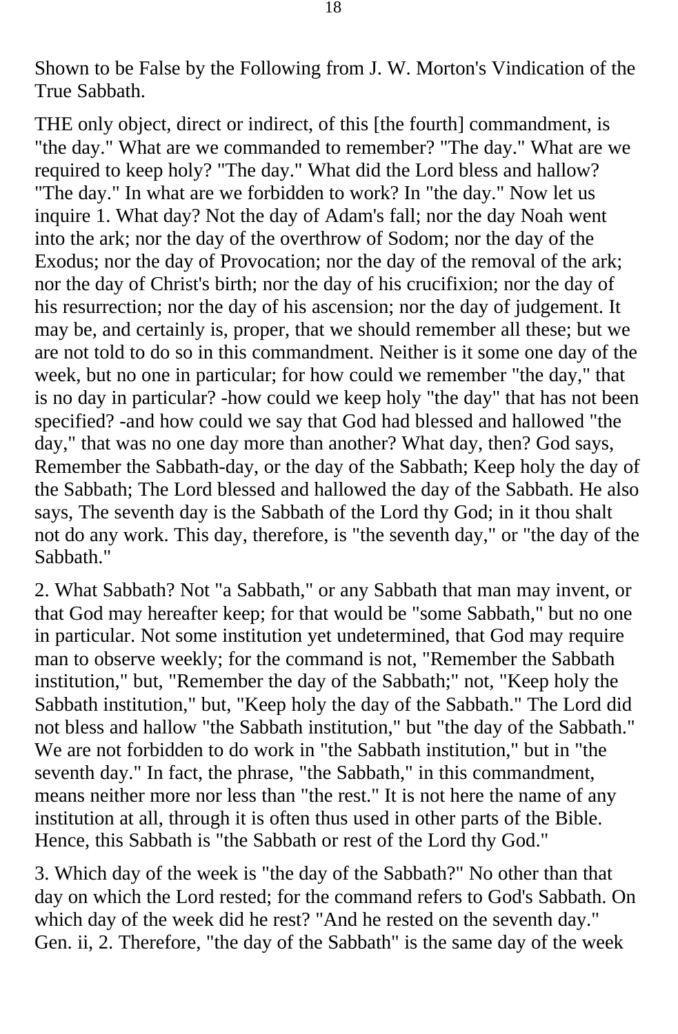Shown to be False by the Following from J. W. Morton's Vindication of the True Sabbath.

THE only object, direct or indirect, of this [the fourth] commandment, is "the day." What are we commanded to remember? "The day." What are we required to keep holy? "The day." What did the Lord bless and hallow? "The day." In what are we forbidden to work? In "the day." Now let us inquire 1. What day? Not the day of Adam's fall; nor the day Noah went into the ark; nor the day of the overthrow of Sodom; nor the day of the Exodus; nor the day of Provocation; nor the day of the removal of the ark; nor the day of Christ's birth; nor the day of his crucifixion; nor the day of his resurrection; nor the day of his ascension; nor the day of judgement. It may be, and certainly is, proper, that we should remember all these; but we are not told to do so in this commandment. Neither is it some one day of the week, but no one in particular; for how could we remember "the day," that is no day in particular? -how could we keep holy "the day" that has not been specified? -and how could we say that God had blessed and hallowed "the day," that was no one day more than another? What day, then? God says, Remember the Sabbath-day, or the day of the Sabbath; Keep holy the day of the Sabbath; The Lord blessed and hallowed the day of the Sabbath. He also says, The seventh day is the Sabbath of the Lord thy God; in it thou shalt not do any work. This day, therefore, is "the seventh day," or "the day of the Sabbath."

2. What Sabbath? Not "a Sabbath," or any Sabbath that man may invent, or that God may hereafter keep; for that would be "some Sabbath," but no one in particular. Not some institution yet undetermined, that God may require man to observe weekly; for the command is not, "Remember the Sabbath institution," but, "Remember the day of the Sabbath;" not, "Keep holy the Sabbath institution," but, "Keep holy the day of the Sabbath." The Lord did not bless and hallow "the Sabbath institution," but "the day of the Sabbath." We are not forbidden to do work in "the Sabbath institution," but in "the seventh day." In fact, the phrase, "the Sabbath," in this commandment, means neither more nor less than "the rest." It is not here the name of any institution at all, through it is often thus used in other parts of the Bible. Hence, this Sabbath is "the Sabbath or rest of the Lord thy God."

3. Which day of the week is "the day of the Sabbath?" No other than that day on which the Lord rested; for the command refers to God's Sabbath. On which day of the week did he rest? "And he rested on the seventh day." Gen. ii, 2. Therefore, "the day of the Sabbath" is the same day of the week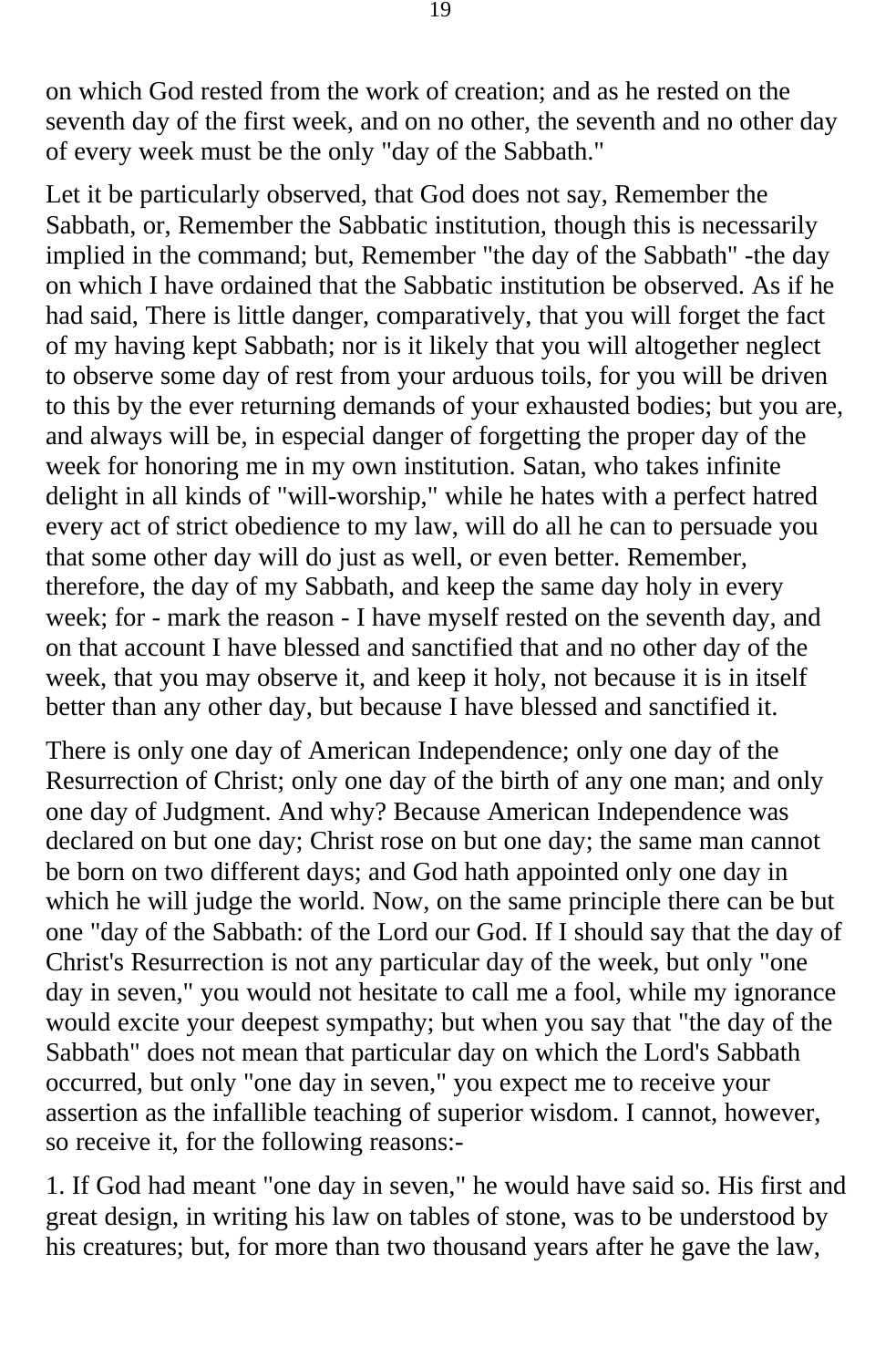on which God rested from the work of creation; and as he rested on the seventh day of the first week, and on no other, the seventh and no other day of every week must be the only "day of the Sabbath."

Let it be particularly observed, that God does not say, Remember the Sabbath, or, Remember the Sabbatic institution, though this is necessarily implied in the command; but, Remember "the day of the Sabbath" -the day on which I have ordained that the Sabbatic institution be observed. As if he had said, There is little danger, comparatively, that you will forget the fact of my having kept Sabbath; nor is it likely that you will altogether neglect to observe some day of rest from your arduous toils, for you will be driven to this by the ever returning demands of your exhausted bodies; but you are, and always will be, in especial danger of forgetting the proper day of the week for honoring me in my own institution. Satan, who takes infinite delight in all kinds of "will-worship," while he hates with a perfect hatred every act of strict obedience to my law, will do all he can to persuade you that some other day will do just as well, or even better. Remember, therefore, the day of my Sabbath, and keep the same day holy in every week; for - mark the reason - I have myself rested on the seventh day, and on that account I have blessed and sanctified that and no other day of the week, that you may observe it, and keep it holy, not because it is in itself better than any other day, but because I have blessed and sanctified it.

There is only one day of American Independence; only one day of the Resurrection of Christ; only one day of the birth of any one man; and only one day of Judgment. And why? Because American Independence was declared on but one day; Christ rose on but one day; the same man cannot be born on two different days; and God hath appointed only one day in which he will judge the world. Now, on the same principle there can be but one "day of the Sabbath: of the Lord our God. If I should say that the day of Christ's Resurrection is not any particular day of the week, but only "one day in seven," you would not hesitate to call me a fool, while my ignorance would excite your deepest sympathy; but when you say that "the day of the Sabbath" does not mean that particular day on which the Lord's Sabbath occurred, but only "one day in seven," you expect me to receive your assertion as the infallible teaching of superior wisdom. I cannot, however, so receive it, for the following reasons:-

1. If God had meant "one day in seven," he would have said so. His first and great design, in writing his law on tables of stone, was to be understood by his creatures; but, for more than two thousand years after he gave the law,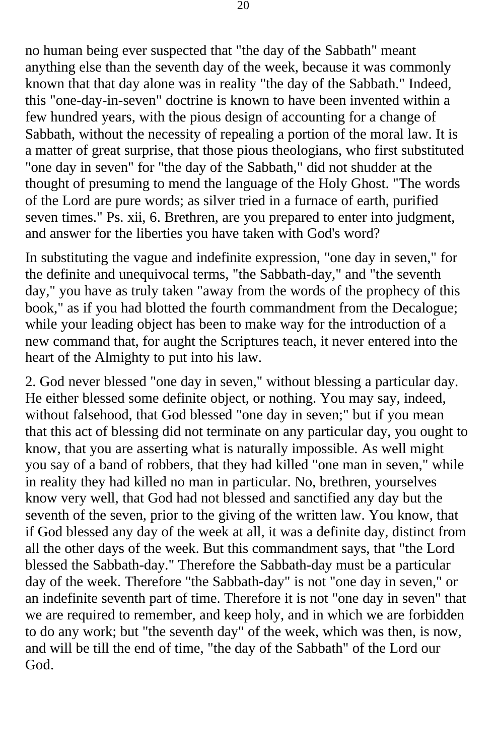no human being ever suspected that "the day of the Sabbath" meant anything else than the seventh day of the week, because it was commonly known that that day alone was in reality "the day of the Sabbath." Indeed, this "one-day-in-seven" doctrine is known to have been invented within a few hundred years, with the pious design of accounting for a change of Sabbath, without the necessity of repealing a portion of the moral law. It is a matter of great surprise, that those pious theologians, who first substituted "one day in seven" for "the day of the Sabbath," did not shudder at the thought of presuming to mend the language of the Holy Ghost. "The words of the Lord are pure words; as silver tried in a furnace of earth, purified seven times." Ps. xii, 6. Brethren, are you prepared to enter into judgment, and answer for the liberties you have taken with God's word?

In substituting the vague and indefinite expression, "one day in seven," for the definite and unequivocal terms, "the Sabbath-day," and "the seventh day," you have as truly taken "away from the words of the prophecy of this book," as if you had blotted the fourth commandment from the Decalogue; while your leading object has been to make way for the introduction of a new command that, for aught the Scriptures teach, it never entered into the heart of the Almighty to put into his law.

2. God never blessed "one day in seven," without blessing a particular day. He either blessed some definite object, or nothing. You may say, indeed, without falsehood, that God blessed "one day in seven;" but if you mean that this act of blessing did not terminate on any particular day, you ought to know, that you are asserting what is naturally impossible. As well might you say of a band of robbers, that they had killed "one man in seven," while in reality they had killed no man in particular. No, brethren, yourselves know very well, that God had not blessed and sanctified any day but the seventh of the seven, prior to the giving of the written law. You know, that if God blessed any day of the week at all, it was a definite day, distinct from all the other days of the week. But this commandment says, that "the Lord blessed the Sabbath-day." Therefore the Sabbath-day must be a particular day of the week. Therefore "the Sabbath-day" is not "one day in seven," or an indefinite seventh part of time. Therefore it is not "one day in seven" that we are required to remember, and keep holy, and in which we are forbidden to do any work; but "the seventh day" of the week, which was then, is now, and will be till the end of time, "the day of the Sabbath" of the Lord our God.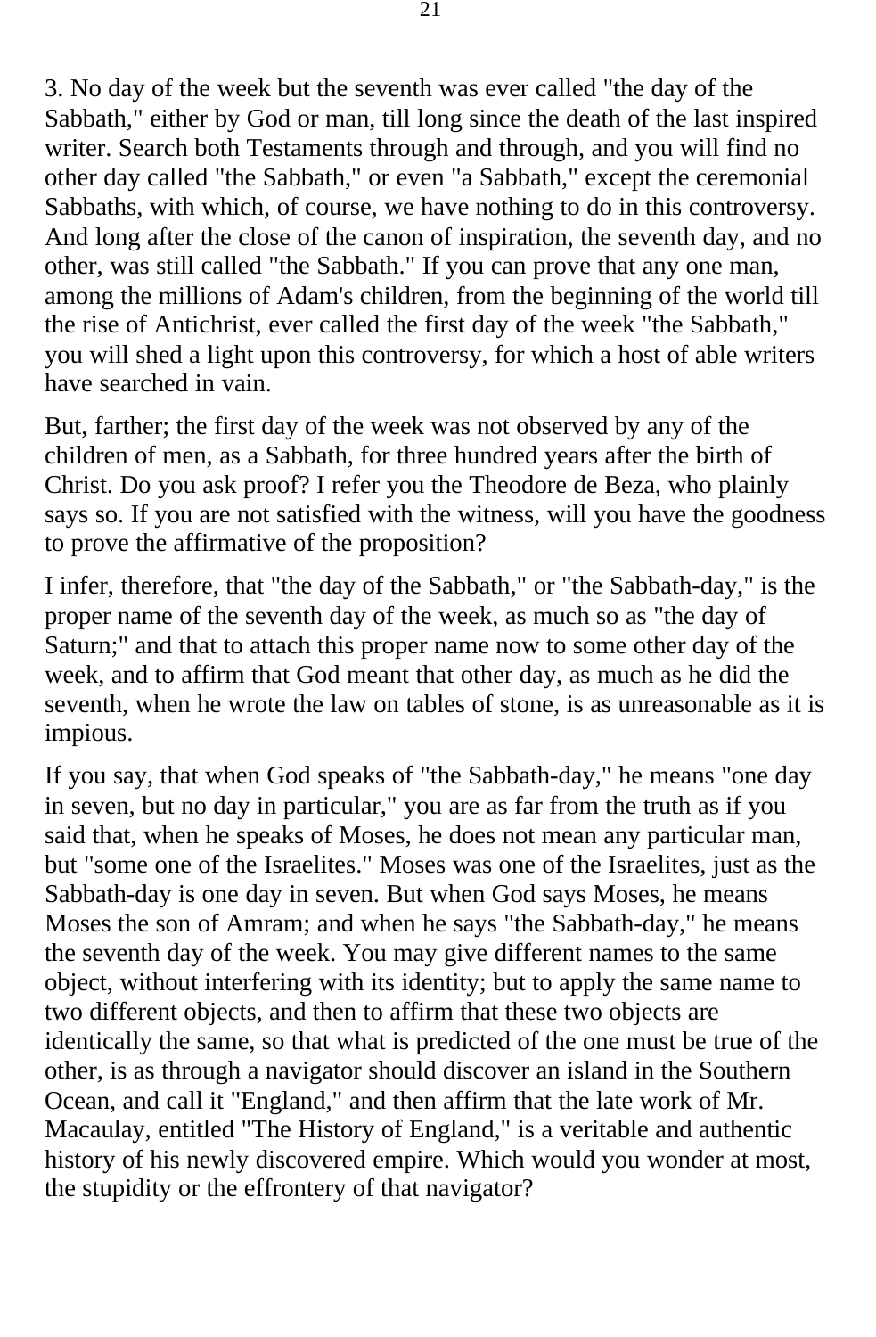3. No day of the week but the seventh was ever called "the day of the Sabbath," either by God or man, till long since the death of the last inspired writer. Search both Testaments through and through, and you will find no other day called "the Sabbath," or even "a Sabbath," except the ceremonial Sabbaths, with which, of course, we have nothing to do in this controversy. And long after the close of the canon of inspiration, the seventh day, and no other, was still called "the Sabbath." If you can prove that any one man, among the millions of Adam's children, from the beginning of the world till the rise of Antichrist, ever called the first day of the week "the Sabbath," you will shed a light upon this controversy, for which a host of able writers have searched in vain.

But, farther; the first day of the week was not observed by any of the children of men, as a Sabbath, for three hundred years after the birth of Christ. Do you ask proof? I refer you the Theodore de Beza, who plainly says so. If you are not satisfied with the witness, will you have the goodness to prove the affirmative of the proposition?

I infer, therefore, that "the day of the Sabbath," or "the Sabbath-day," is the proper name of the seventh day of the week, as much so as "the day of Saturn;" and that to attach this proper name now to some other day of the week, and to affirm that God meant that other day, as much as he did the seventh, when he wrote the law on tables of stone, is as unreasonable as it is impious.

If you say, that when God speaks of "the Sabbath-day," he means "one day in seven, but no day in particular," you are as far from the truth as if you said that, when he speaks of Moses, he does not mean any particular man, but "some one of the Israelites." Moses was one of the Israelites, just as the Sabbath-day is one day in seven. But when God says Moses, he means Moses the son of Amram; and when he says "the Sabbath-day," he means the seventh day of the week. You may give different names to the same object, without interfering with its identity; but to apply the same name to two different objects, and then to affirm that these two objects are identically the same, so that what is predicted of the one must be true of the other, is as through a navigator should discover an island in the Southern Ocean, and call it "England," and then affirm that the late work of Mr. Macaulay, entitled "The History of England," is a veritable and authentic history of his newly discovered empire. Which would you wonder at most, the stupidity or the effrontery of that navigator?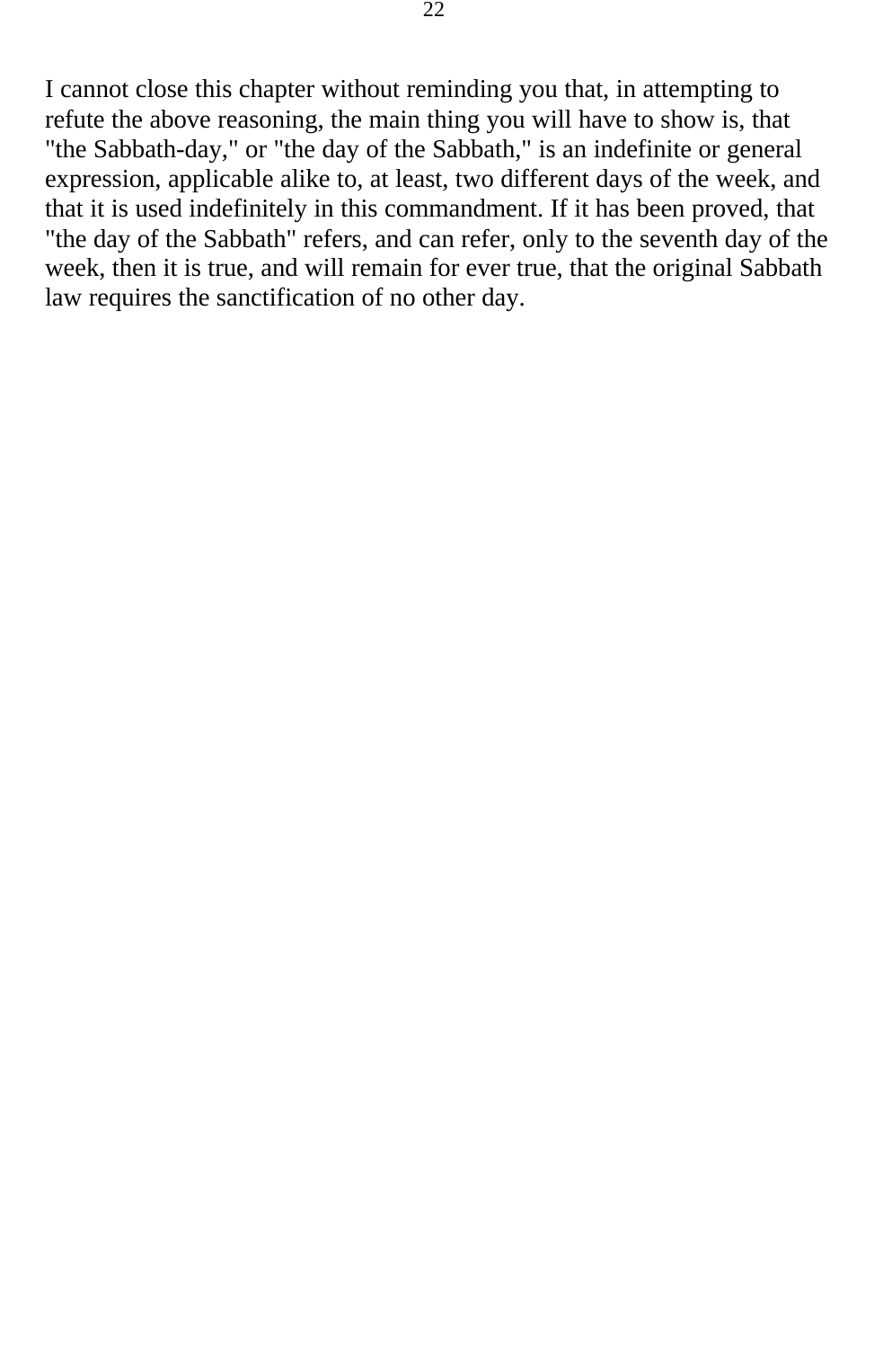I cannot close this chapter without reminding you that, in attempting to refute the above reasoning, the main thing you will have to show is, that "the Sabbath-day," or "the day of the Sabbath," is an indefinite or general expression, applicable alike to, at least, two different days of the week, and that it is used indefinitely in this commandment. If it has been proved, that "the day of the Sabbath" refers, and can refer, only to the seventh day of the week, then it is true, and will remain for ever true, that the original Sabbath law requires the sanctification of no other day.